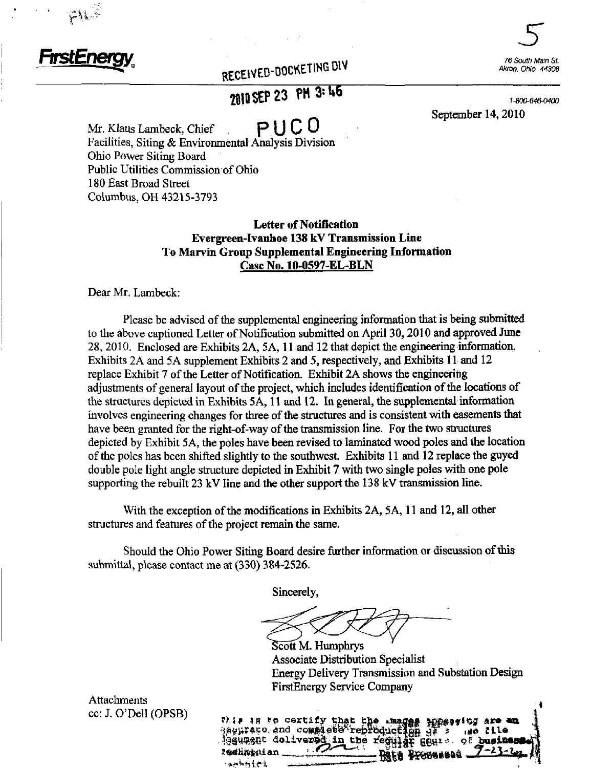FirstEnergy

RECEIVED-DOCKETING DIV

2010 SEP 23 PM 3:46

PUCO

76 South Main St.
Akron, Ohio 44308

1-800-646-0400

September 14, 2010

Mr. Klaus Lambeck, Chief
Facilities, Siting & Environmental Analysis Division
Ohio Power Siting Board
Public Utilities Commission of Ohio
180 East Broad Street
Columbus, OH 43215-3793

**Letter of Notification**
**Evergreen-Ivanhoe 138 kV Transmission Line**
**To Marvin Group Supplemental Engineering Information**
**Case No. 10-0597-EL-BLN**

Dear Mr. Lambeck:

Please be advised of the supplemental engineering information that is being submitted to the above captioned Letter of Notification submitted on April 30, 2010 and approved June 28, 2010. Enclosed are Exhibits 2A, 5A, 11 and 12 that depict the engineering information. Exhibits 2A and 5A supplement Exhibits 2 and 5, respectively, and Exhibits 11 and 12 replace Exhibit 7 of the Letter of Notification. Exhibit 2A shows the engineering adjustments of general layout of the project, which includes identification of the locations of the structures depicted in Exhibits 5A, 11 and 12. In general, the supplemental information involves engineering changes for three of the structures and is consistent with easements that have been granted for the right-of-way of the transmission line. For the two structures depicted by Exhibit 5A, the poles have been revised to laminated wood poles and the location of the poles has been shifted slightly to the southwest. Exhibits 11 and 12 replace the guyed double pole light angle structure depicted in Exhibit 7 with two single poles with one pole supporting the rebuilt 23 kV line and the other support the 138 kV transmission line.

With the exception of the modifications in Exhibits 2A, 5A, 11 and 12, all other structures and features of the project remain the same.

Should the Ohio Power Siting Board desire further information or discussion of this submittal, please contact me at (330) 384-2526.

Sincerely,

Scott M. Humphrys
Associate Distribution Specialist
Energy Delivery Transmission and Substation Design
FirstEnergy Service Company

Attachments
cc: J. O'Dell (OPSB)

This is to certify that the images appearing are an accurate and complete reproduction of a case file document delivered in the regular course of business. Technician _____ Date Processed 9-23-10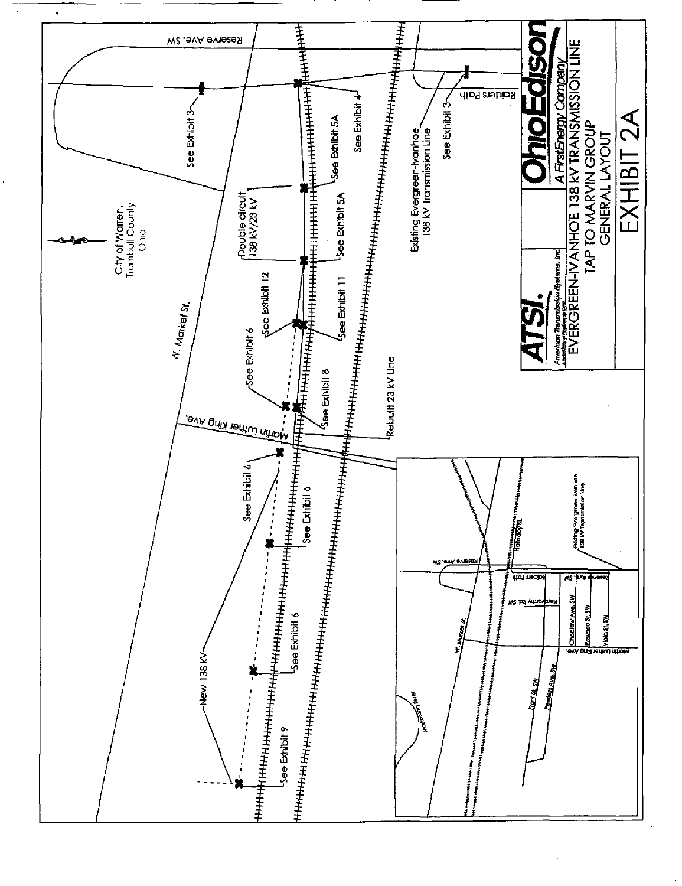# EXHIBIT 2A

**OhioEdison** *A FirstEnergy Company*

**ATSI** American Transmission Systems, Inc

EVERGREEN-IVANHOE 138 kV TRANSMISSION LINE
TAP TO MARVIN GROUP
GENERAL LAYOUT

City of Warren,
Trumbull County
Ohio

W. Market St.

Reserve Ave. SW

Raiders Path

Martin Luther King Ave.

See Exhibit 3

See Exhibit 3

See Exhibit 4

See Exhibit 5A

See Exhibit 5A

Double circuit
138 kV/23 kV

See Exhibit 12

See Exhibit 11

See Exhibit 6

See Exhibit 8

See Exhibit 6

See Exhibit 6

See Exhibit 6

See Exhibit 9

New 138 kV

Rebuilt 23 kV Line

Existing Evergreen-Ivanhoe
138 kV Transmission Line

Mahoning River

W. Market St.

Front St. SW

Peerless Ave. SW

Martin Luther King Ave.

Choctaw Ave. SW

Pawnee St. SW

Viola St. SW

Kenworthy Rd. SW

Raiders Path

Reserve Ave. SW

Reserve Ave. SW

Halladay St.

Existing Evergreen-Ivanhoe
138 kV Transmission Line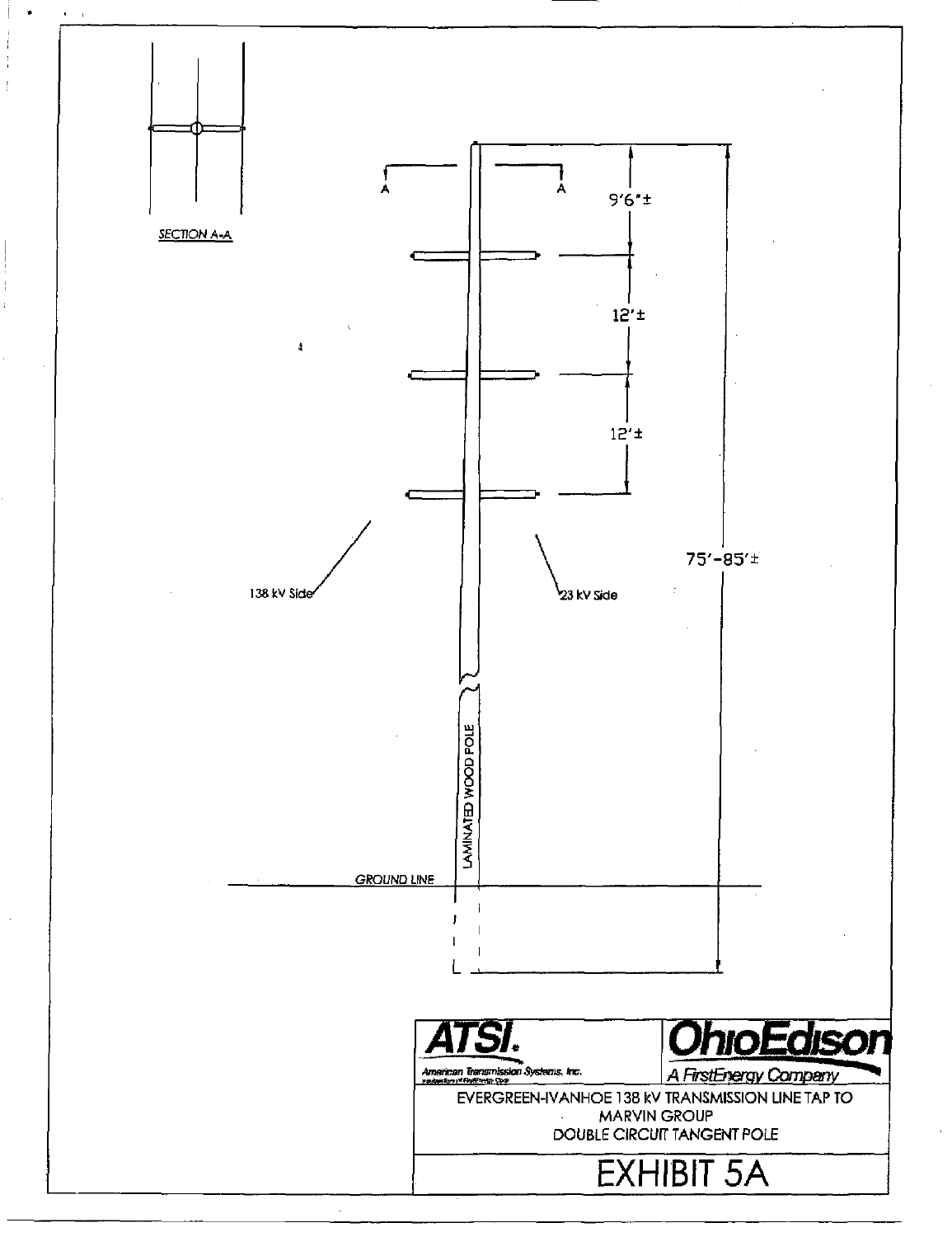SECTION A-A

A A

9'6"±

12'±

12'±

75'-85'±

138 kV Side

23 kV Side

LAMINATED WOOD POLE

GROUND LINE

**ATSI.**
American Transmission Systems, Inc.

**OhioEdison**
A FirstEnergy Company

EVERGREEN-IVANHOE 138 kV TRANSMISSION LINE TAP TO MARVIN GROUP
DOUBLE CIRCUIT TANGENT POLE

# EXHIBIT 5A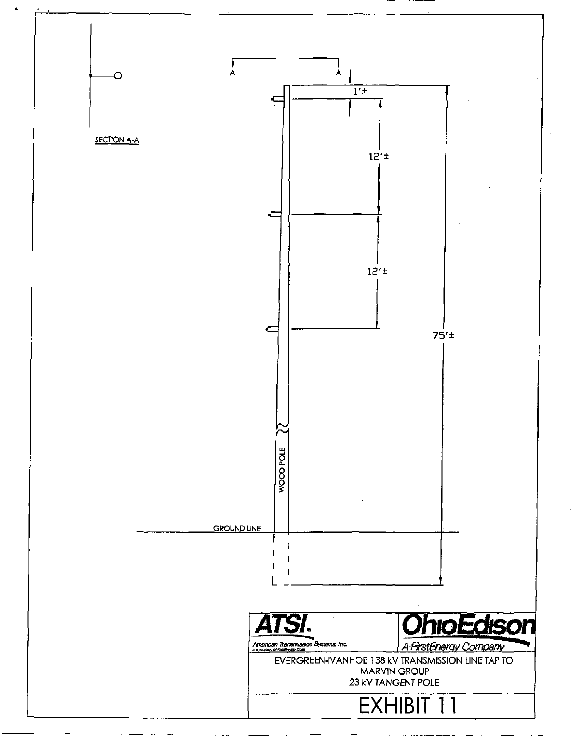SECTION A-A

A A

1'±

12'±

12'±

75'±

WOOD POLE

GROUND LINE

**ATSI.**
American Transmission Systems, Inc.
a subsidiary of FirstEnergy Corp.

**OhioEdison**
A FirstEnergy Company

EVERGREEN-IVANHOE 138 kV TRANSMISSION LINE TAP TO MARVIN GROUP
23 kV TANGENT POLE

# EXHIBIT 11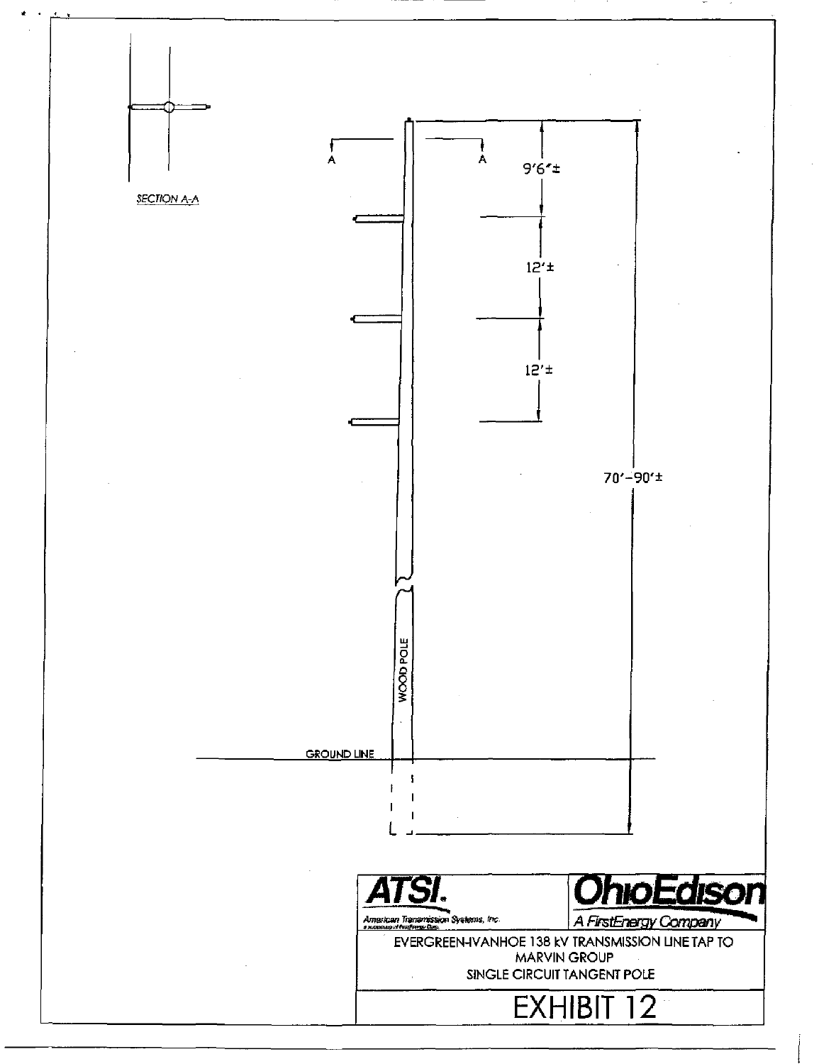SECTION A-A

A A

9'6"±

12'±

12'±

70'-90'±

WOOD POLE

GROUND LINE

ATSI.
American Transmission Systems, Inc.

OhioEdison
A FirstEnergy Company

EVERGREEN-IVANHOE 138 kV TRANSMISSION LINE TAP TO MARVIN GROUP

SINGLE CIRCUIT TANGENT POLE

EXHIBIT 12